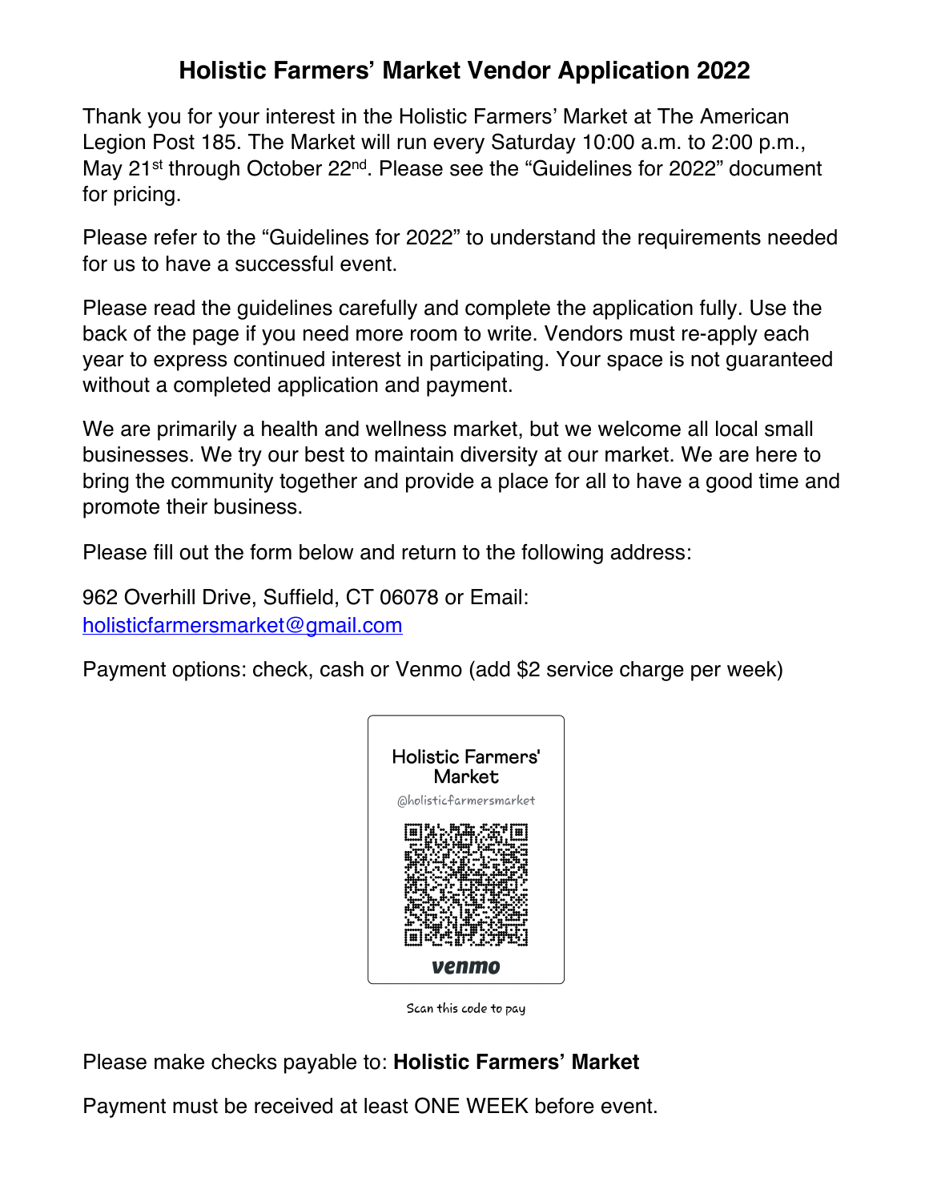# Holistic Farmers' Market Vendor Application 2022

Thank you for your interest in the Holistic Farmers' Market at The American Legion Post 185. The Market will run every Saturday 10:00 a.m. to 2:00 p.m., May 21st through October 22nd. Please see the "Guidelines for 2022" document for pricing.

Please refer to the "Guidelines for 2022" to understand the requirements needed for us to have a successful event.

Please read the guidelines carefully and complete the application fully. Use the back of the page if you need more room to write. Vendors must re-apply each year to express continued interest in participating. Your space is not guaranteed without a completed application and payment.

We are primarily a health and wellness market, but we welcome all local small businesses. We try our best to maintain diversity at our market. We are here to bring the community together and provide a place for all to have a good time and promote their business.

Please fill out the form below and return to the following address:

962 Overhill Drive, Suffield, CT 06078 or Email: holisticfarmersmarket@gmail.com

Payment options: check, cash or Venmo (add $2 service charge per week)

Holistic Farmers' Market

@holisticfarmersmarket

venmo

Scan this code to pay

Please make checks payable to: **Holistic Farmers' Market**

Payment must be received at least ONE WEEK before event.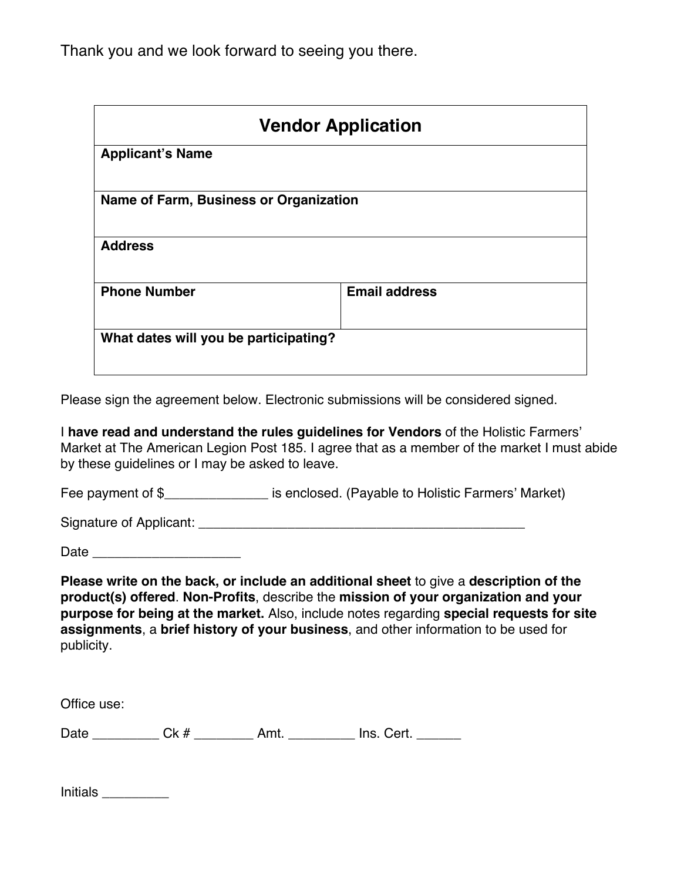Thank you and we look forward to seeing you there.

| Vendor Application | |
|---|---|
| **Applicant's Name** | |
| **Name of Farm, Business or Organization** | |
| **Address** | |
| **Phone Number** | **Email address** |
| **What dates will you be participating?** | |

Please sign the agreement below. Electronic submissions will be considered signed.

I **have read and understand the rules guidelines for Vendors** of the Holistic Farmers' Market at The American Legion Post 185. I agree that as a member of the market I must abide by these guidelines or I may be asked to leave.

Fee payment of $______________ is enclosed. (Payable to Holistic Farmers' Market)

Signature of Applicant: _______________________________________________

Date ____________________

**Please write on the back, or include an additional sheet** to give a **description of the product(s) offered**. **Non-Profits**, describe the **mission of your organization and your purpose for being at the market.** Also, include notes regarding **special requests for site assignments**, a **brief history of your business**, and other information to be used for publicity.

Office use:

Date _________ Ck # ________ Amt. _________ Ins. Cert. ______

Initials _________